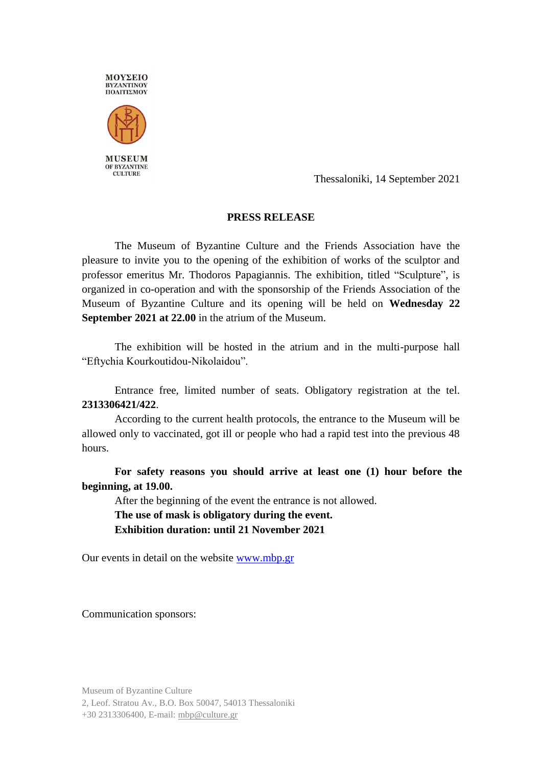ΜΟΥΣΕΙΟ
ΒΥΖΑΝΤΙΝΟΥ
ΠΟΛΙΤΙΣΜΟΥ

MUSEUM
OF BYZANTINE
CULTURE

Thessaloniki, 14 September 2021

## PRESS RELEASE

The Museum of Byzantine Culture and the Friends Association have the pleasure to invite you to the opening of the exhibition of works of the sculptor and professor emeritus Mr. Thodoros Papagiannis. The exhibition, titled "Sculpture", is organized in co-operation and with the sponsorship of the Friends Association of the Museum of Byzantine Culture and its opening will be held on **Wednesday 22 September 2021 at 22.00** in the atrium of the Museum.

The exhibition will be hosted in the atrium and in the multi-purpose hall "Eftychia Kourkoutidou-Nikolaidou".

Entrance free, limited number of seats. Obligatory registration at the tel. **2313306421/422**.

According to the current health protocols, the entrance to the Museum will be allowed only to vaccinated, got ill or people who had a rapid test into the previous 48 hours.

**For safety reasons you should arrive at least one (1) hour before the beginning, at 19.00.**

After the beginning of the event the entrance is not allowed.

**The use of mask is obligatory during the event.**

**Exhibition duration: until 21 November 2021**

Our events in detail on the website www.mbp.gr

Communication sponsors:

Museum of Byzantine Culture
2, Leof. Stratou Av., B.O. Box 50047, 54013 Thessaloniki
+30 2313306400, E-mail: mbp@culture.gr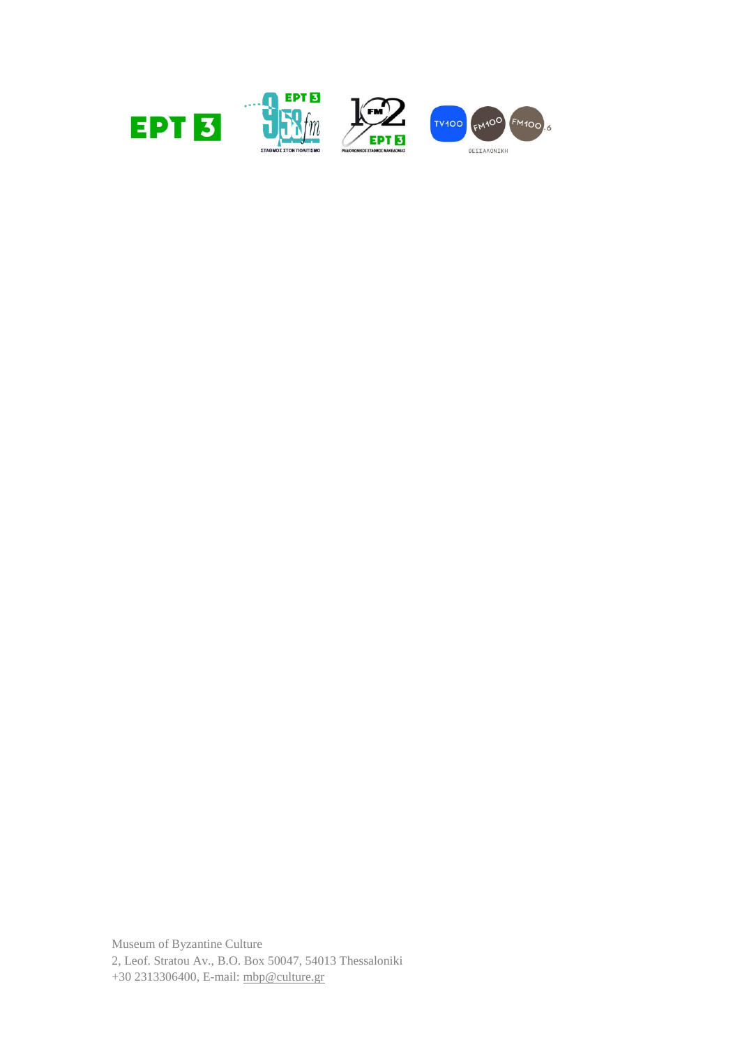Museum of Byzantine Culture
2, Leof. Stratou Av., B.O. Box 50047, 54013 Thessaloniki
+30 2313306400, E-mail: mbp@culture.gr